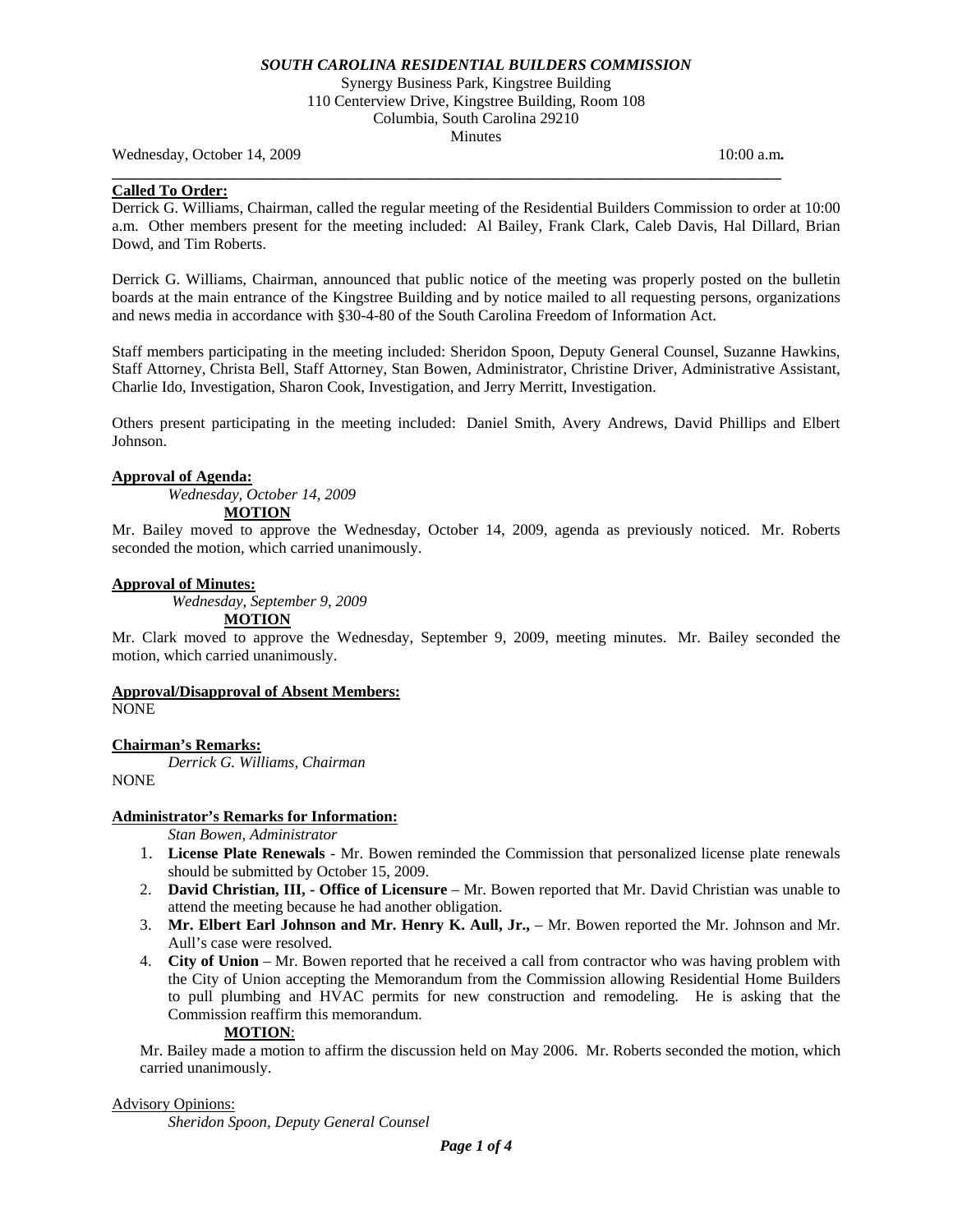# *SOUTH CAROLINA RESIDENTIAL BUILDERS COMMISSION*

Synergy Business Park, Kingstree Building
110 Centerview Drive, Kingstree Building, Room 108
Columbia, South Carolina 29210
Minutes

Wednesday, October 14, 2009 10:00 a.m**.**

---

**Called To Order:**

Derrick G. Williams, Chairman, called the regular meeting of the Residential Builders Commission to order at 10:00 a.m. Other members present for the meeting included: Al Bailey, Frank Clark, Caleb Davis, Hal Dillard, Brian Dowd, and Tim Roberts.

Derrick G. Williams, Chairman, announced that public notice of the meeting was properly posted on the bulletin boards at the main entrance of the Kingstree Building and by notice mailed to all requesting persons, organizations and news media in accordance with §30-4-80 of the South Carolina Freedom of Information Act.

Staff members participating in the meeting included: Sheridon Spoon, Deputy General Counsel, Suzanne Hawkins, Staff Attorney, Christa Bell, Staff Attorney, Stan Bowen, Administrator, Christine Driver, Administrative Assistant, Charlie Ido, Investigation, Sharon Cook, Investigation, and Jerry Merritt, Investigation.

Others present participating in the meeting included: Daniel Smith, Avery Andrews, David Phillips and Elbert Johnson.

**Approval of Agenda:**

*Wednesday, October 14, 2009*

**MOTION**

Mr. Bailey moved to approve the Wednesday, October 14, 2009, agenda as previously noticed. Mr. Roberts seconded the motion, which carried unanimously.

**Approval of Minutes:**

*Wednesday, September 9, 2009*

**MOTION**

Mr. Clark moved to approve the Wednesday, September 9, 2009, meeting minutes. Mr. Bailey seconded the motion, which carried unanimously.

**Approval/Disapproval of Absent Members:**

NONE

**Chairman's Remarks:**

*Derrick G. Williams, Chairman*

NONE

**Administrator's Remarks for Information:**

*Stan Bowen, Administrator*

1. **License Plate Renewals** - Mr. Bowen reminded the Commission that personalized license plate renewals should be submitted by October 15, 2009.
2. **David Christian, III, - Office of Licensure** – Mr. Bowen reported that Mr. David Christian was unable to attend the meeting because he had another obligation.
3. **Mr. Elbert Earl Johnson and Mr. Henry K. Aull, Jr.,** – Mr. Bowen reported the Mr. Johnson and Mr. Aull's case were resolved.
4. **City of Union** – Mr. Bowen reported that he received a call from contractor who was having problem with the City of Union accepting the Memorandum from the Commission allowing Residential Home Builders to pull plumbing and HVAC permits for new construction and remodeling. He is asking that the Commission reaffirm this memorandum.

   **MOTION**:

   Mr. Bailey made a motion to affirm the discussion held on May 2006. Mr. Roberts seconded the motion, which carried unanimously.

Advisory Opinions:

*Sheridon Spoon, Deputy General Counsel*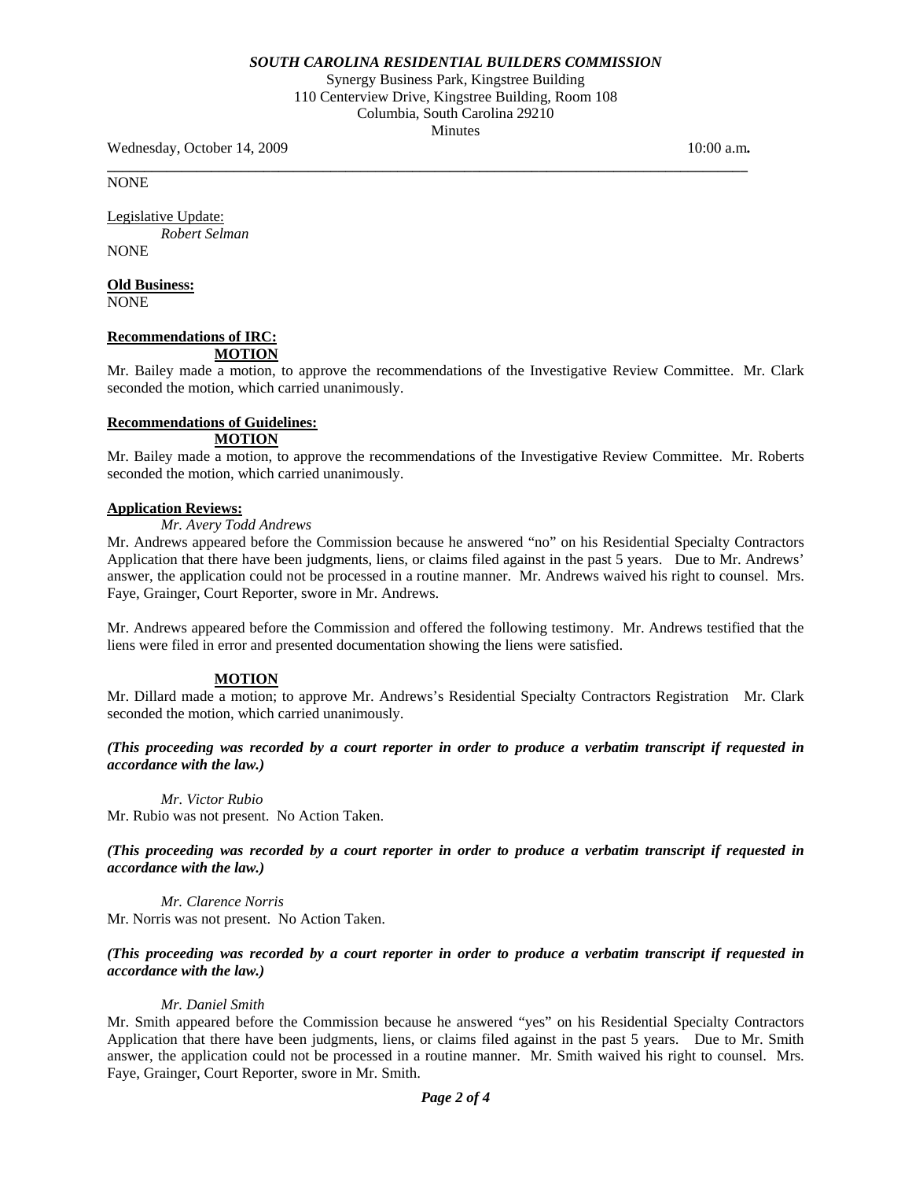NONE

Legislative Update:

*Robert Selman*

NONE

**Old Business:**

NONE

**Recommendations of IRC:**

**MOTION**

Mr. Bailey made a motion, to approve the recommendations of the Investigative Review Committee. Mr. Clark seconded the motion, which carried unanimously.

**Recommendations of Guidelines:**

**MOTION**

Mr. Bailey made a motion, to approve the recommendations of the Investigative Review Committee. Mr. Roberts seconded the motion, which carried unanimously.

**Application Reviews:**

*Mr. Avery Todd Andrews*

Mr. Andrews appeared before the Commission because he answered "no" on his Residential Specialty Contractors Application that there have been judgments, liens, or claims filed against in the past 5 years. Due to Mr. Andrews' answer, the application could not be processed in a routine manner. Mr. Andrews waived his right to counsel. Mrs. Faye, Grainger, Court Reporter, swore in Mr. Andrews.

Mr. Andrews appeared before the Commission and offered the following testimony. Mr. Andrews testified that the liens were filed in error and presented documentation showing the liens were satisfied.

**MOTION**

Mr. Dillard made a motion; to approve Mr. Andrews's Residential Specialty Contractors Registration Mr. Clark seconded the motion, which carried unanimously.

***(This proceeding was recorded by a court reporter in order to produce a verbatim transcript if requested in accordance with the law.)***

*Mr. Victor Rubio*

Mr. Rubio was not present. No Action Taken.

***(This proceeding was recorded by a court reporter in order to produce a verbatim transcript if requested in accordance with the law.)***

*Mr. Clarence Norris*

Mr. Norris was not present. No Action Taken.

***(This proceeding was recorded by a court reporter in order to produce a verbatim transcript if requested in accordance with the law.)***

*Mr. Daniel Smith*

Mr. Smith appeared before the Commission because he answered "yes" on his Residential Specialty Contractors Application that there have been judgments, liens, or claims filed against in the past 5 years. Due to Mr. Smith answer, the application could not be processed in a routine manner. Mr. Smith waived his right to counsel. Mrs. Faye, Grainger, Court Reporter, swore in Mr. Smith.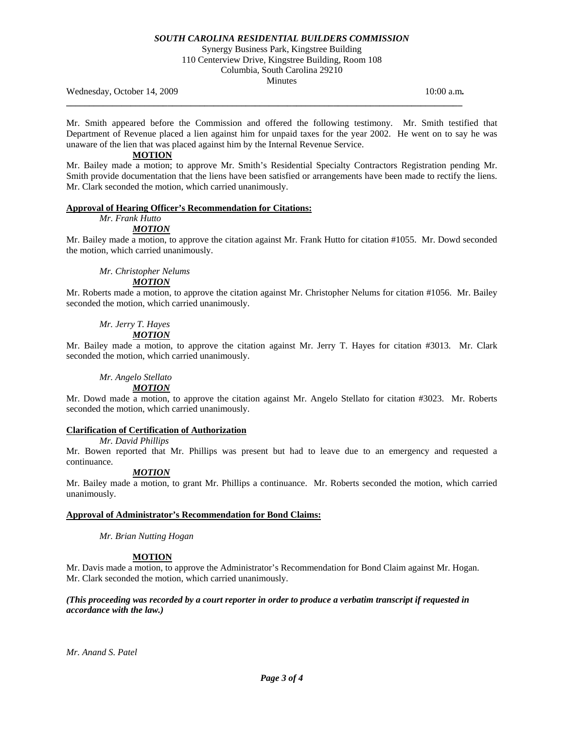Mr. Smith appeared before the Commission and offered the following testimony. Mr. Smith testified that Department of Revenue placed a lien against him for unpaid taxes for the year 2002. He went on to say he was unaware of the lien that was placed against him by the Internal Revenue Service.

**MOTION**

Mr. Bailey made a motion; to approve Mr. Smith's Residential Specialty Contractors Registration pending Mr. Smith provide documentation that the liens have been satisfied or arrangements have been made to rectify the liens. Mr. Clark seconded the motion, which carried unanimously.

**Approval of Hearing Officer's Recommendation for Citations:**

*Mr. Frank Hutto*

***MOTION***

Mr. Bailey made a motion, to approve the citation against Mr. Frank Hutto for citation #1055. Mr. Dowd seconded the motion, which carried unanimously.

*Mr. Christopher Nelums*

***MOTION***

Mr. Roberts made a motion, to approve the citation against Mr. Christopher Nelums for citation #1056. Mr. Bailey seconded the motion, which carried unanimously.

*Mr. Jerry T. Hayes*

***MOTION***

Mr. Bailey made a motion, to approve the citation against Mr. Jerry T. Hayes for citation #3013. Mr. Clark seconded the motion, which carried unanimously.

*Mr. Angelo Stellato*

***MOTION***

Mr. Dowd made a motion, to approve the citation against Mr. Angelo Stellato for citation #3023. Mr. Roberts seconded the motion, which carried unanimously.

**Clarification of Certification of Authorization**

*Mr. David Phillips*

Mr. Bowen reported that Mr. Phillips was present but had to leave due to an emergency and requested a continuance.

***MOTION***

Mr. Bailey made a motion, to grant Mr. Phillips a continuance. Mr. Roberts seconded the motion, which carried unanimously.

**Approval of Administrator's Recommendation for Bond Claims:**

*Mr. Brian Nutting Hogan*

**MOTION**

Mr. Davis made a motion, to approve the Administrator's Recommendation for Bond Claim against Mr. Hogan. Mr. Clark seconded the motion, which carried unanimously.

***(This proceeding was recorded by a court reporter in order to produce a verbatim transcript if requested in accordance with the law.)***

*Mr. Anand S. Patel*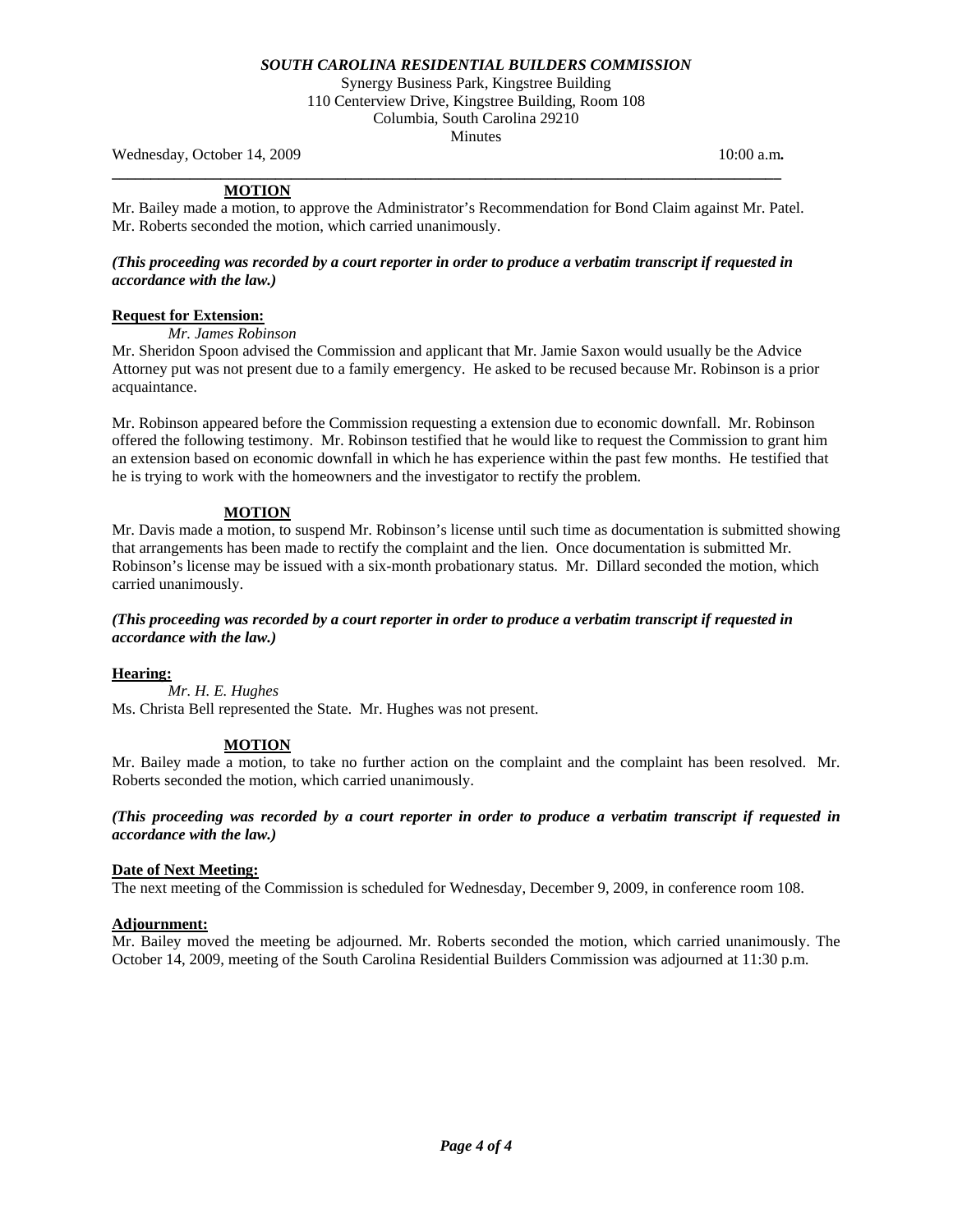***SOUTH CAROLINA RESIDENTIAL BUILDERS COMMISSION***
Synergy Business Park, Kingstree Building
110 Centerview Drive, Kingstree Building, Room 108
Columbia, South Carolina 29210
Minutes

Wednesday, October 14, 2009 10:00 a.m**.**

---

**MOTION**

Mr. Bailey made a motion, to approve the Administrator's Recommendation for Bond Claim against Mr. Patel. Mr. Roberts seconded the motion, which carried unanimously.

***(This proceeding was recorded by a court reporter in order to produce a verbatim transcript if requested in accordance with the law.)***

**Request for Extension:**

*Mr. James Robinson*

Mr. Sheridon Spoon advised the Commission and applicant that Mr. Jamie Saxon would usually be the Advice Attorney put was not present due to a family emergency. He asked to be recused because Mr. Robinson is a prior acquaintance.

Mr. Robinson appeared before the Commission requesting a extension due to economic downfall. Mr. Robinson offered the following testimony. Mr. Robinson testified that he would like to request the Commission to grant him an extension based on economic downfall in which he has experience within the past few months. He testified that he is trying to work with the homeowners and the investigator to rectify the problem.

**MOTION**

Mr. Davis made a motion, to suspend Mr. Robinson's license until such time as documentation is submitted showing that arrangements has been made to rectify the complaint and the lien. Once documentation is submitted Mr. Robinson's license may be issued with a six-month probationary status. Mr. Dillard seconded the motion, which carried unanimously.

***(This proceeding was recorded by a court reporter in order to produce a verbatim transcript if requested in accordance with the law.)***

**Hearing:**

*Mr. H. E. Hughes*

Ms. Christa Bell represented the State. Mr. Hughes was not present.

**MOTION**

Mr. Bailey made a motion, to take no further action on the complaint and the complaint has been resolved. Mr. Roberts seconded the motion, which carried unanimously.

***(This proceeding was recorded by a court reporter in order to produce a verbatim transcript if requested in accordance with the law.)***

**Date of Next Meeting:**

The next meeting of the Commission is scheduled for Wednesday, December 9, 2009, in conference room 108.

**Adjournment:**

Mr. Bailey moved the meeting be adjourned. Mr. Roberts seconded the motion, which carried unanimously. The October 14, 2009, meeting of the South Carolina Residential Builders Commission was adjourned at 11:30 p.m.